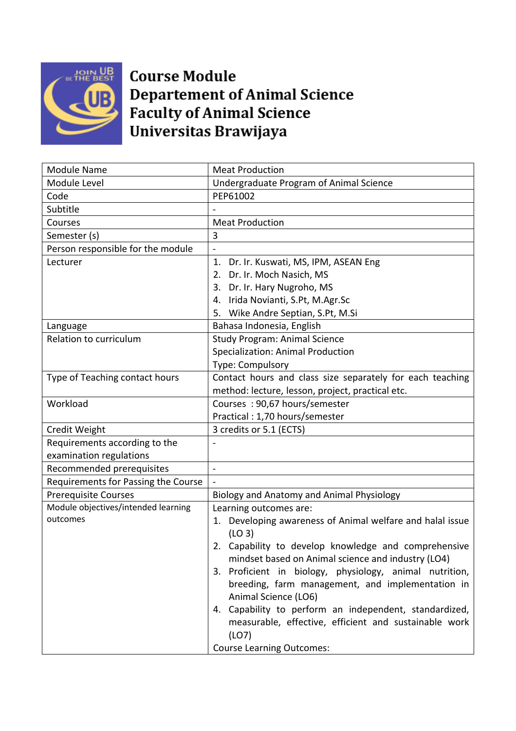# Course Module
# Departement of Animal Science
# Faculty of Animal Science
# Universitas Brawijaya

| | |
|---|---|
| Module Name | Meat Production |
| Module Level | Undergraduate Program of Animal Science |
| Code | PEP61002 |
| Subtitle | - |
| Courses | Meat Production |
| Semester (s) | 3 |
| Person responsible for the module | - |
| Lecturer | 1. Dr. Ir. Kuswati, MS, IPM, ASEAN Eng<br>2. Dr. Ir. Moch Nasich, MS<br>3. Dr. Ir. Hary Nugroho, MS<br>4. Irida Novianti, S.Pt, M.Agr.Sc<br>5. Wike Andre Septian, S.Pt, M.Si |
| Language | Bahasa Indonesia, English |
| Relation to curriculum | Study Program: Animal Science<br>Specialization: Animal Production<br>Type: Compulsory |
| Type of Teaching contact hours | Contact hours and class size separately for each teaching method: lecture, lesson, project, practical etc. |
| Workload | Courses : 90,67 hours/semester<br>Practical : 1,70 hours/semester |
| Credit Weight | 3 credits or 5.1 (ECTS) |
| Requirements according to the examination regulations | - |
| Recommended prerequisites | - |
| Requirements for Passing the Course | - |
| Prerequisite Courses | Biology and Anatomy and Animal Physiology |
| Module objectives/intended learning outcomes | Learning outcomes are:<br>1. Developing awareness of Animal welfare and halal issue (LO 3)<br>2. Capability to develop knowledge and comprehensive mindset based on Animal science and industry (LO4)<br>3. Proficient in biology, physiology, animal nutrition, breeding, farm management, and implementation in Animal Science (LO6)<br>4. Capability to perform an independent, standardized, measurable, effective, efficient and sustainable work (LO7)<br>Course Learning Outcomes: |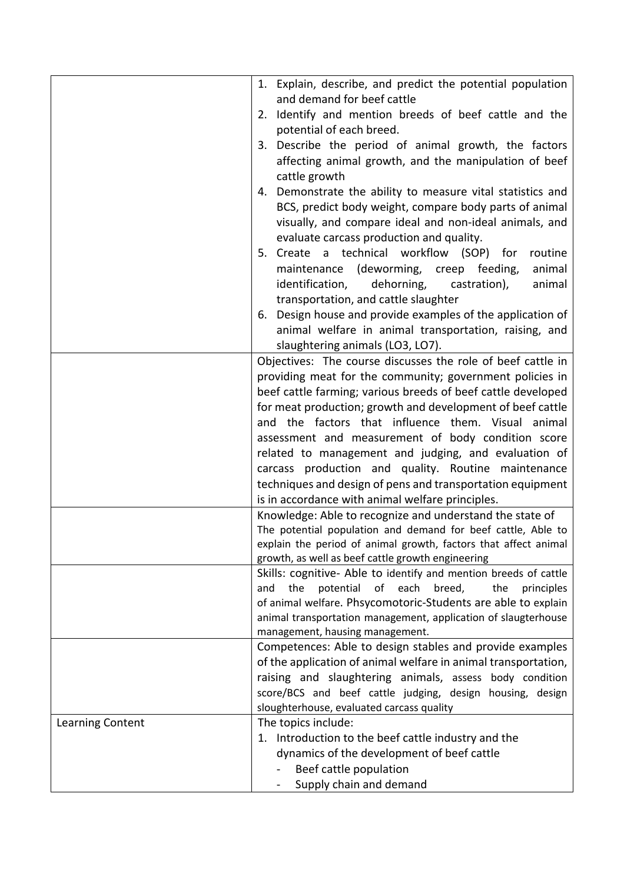| | |
|---|---|
| | 1. Explain, describe, and predict the potential population and demand for beef cattle<br>2. Identify and mention breeds of beef cattle and the potential of each breed.<br>3. Describe the period of animal growth, the factors affecting animal growth, and the manipulation of beef cattle growth<br>4. Demonstrate the ability to measure vital statistics and BCS, predict body weight, compare body parts of animal visually, and compare ideal and non-ideal animals, and evaluate carcass production and quality.<br>5. Create a technical workflow (SOP) for routine maintenance (deworming, creep feeding, animal identification, dehorning, castration), animal transportation, and cattle slaughter<br>6. Design house and provide examples of the application of animal welfare in animal transportation, raising, and slaughtering animals (LO3, LO7). |
| | Objectives: The course discusses the role of beef cattle in providing meat for the community; government policies in beef cattle farming; various breeds of beef cattle developed for meat production; growth and development of beef cattle and the factors that influence them. Visual animal assessment and measurement of body condition score related to management and judging, and evaluation of carcass production and quality. Routine maintenance techniques and design of pens and transportation equipment is in accordance with animal welfare principles. |
| | Knowledge: Able to recognize and understand the state of The potential population and demand for beef cattle, Able to explain the period of animal growth, factors that affect animal growth, as well as beef cattle growth engineering |
| | Skills: cognitive- Able to identify and mention breeds of cattle and the potential of each breed, the principles of animal welfare. Phsycomotoric-Students are able to explain animal transportation management, application of slaugterhouse management, hausing management. |
| | Competences: Able to design stables and provide examples of the application of animal welfare in animal transportation, raising and slaughtering animals, assess body condition score/BCS and beef cattle judging, design housing, design sloughterhouse, evaluated carcass quality |
| Learning Content | The topics include:<br>1. Introduction to the beef cattle industry and the dynamics of the development of beef cattle<br>- Beef cattle population<br>- Supply chain and demand |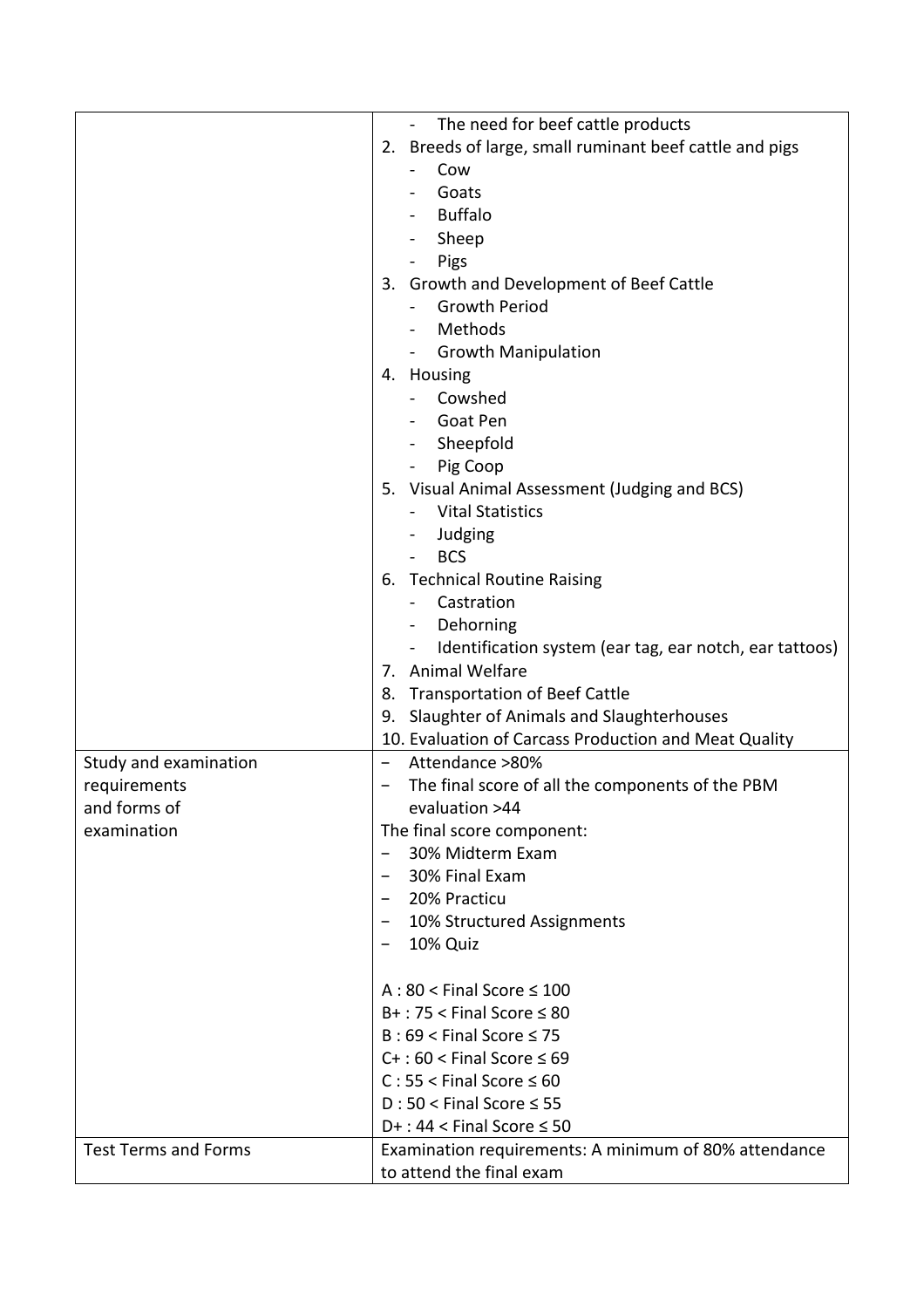| | |
|---|---|
| | - The need for beef cattle products<br>2. Breeds of large, small ruminant beef cattle and pigs<br>- Cow<br>- Goats<br>- Buffalo<br>- Sheep<br>- Pigs<br>3. Growth and Development of Beef Cattle<br>- Growth Period<br>- Methods<br>- Growth Manipulation<br>4. Housing<br>- Cowshed<br>- Goat Pen<br>- Sheepfold<br>- Pig Coop<br>5. Visual Animal Assessment (Judging and BCS)<br>- Vital Statistics<br>- Judging<br>- BCS<br>6. Technical Routine Raising<br>- Castration<br>- Dehorning<br>- Identification system (ear tag, ear notch, ear tattoos)<br>7. Animal Welfare<br>8. Transportation of Beef Cattle<br>9. Slaughter of Animals and Slaughterhouses<br>10. Evaluation of Carcass Production and Meat Quality |
| Study and examination requirements and forms of examination | − Attendance >80%<br>− The final score of all the components of the PBM evaluation >44<br>The final score component:<br>− 30% Midterm Exam<br>− 30% Final Exam<br>− 20% Practicu<br>− 10% Structured Assignments<br>− 10% Quiz<br><br>A : 80 < Final Score ≤ 100<br>B+ : 75 < Final Score ≤ 80<br>B : 69 < Final Score ≤ 75<br>C+ : 60 < Final Score ≤ 69<br>C : 55 < Final Score ≤ 60<br>D : 50 < Final Score ≤ 55<br>D+ : 44 < Final Score ≤ 50 |
| Test Terms and Forms | Examination requirements: A minimum of 80% attendance to attend the final exam |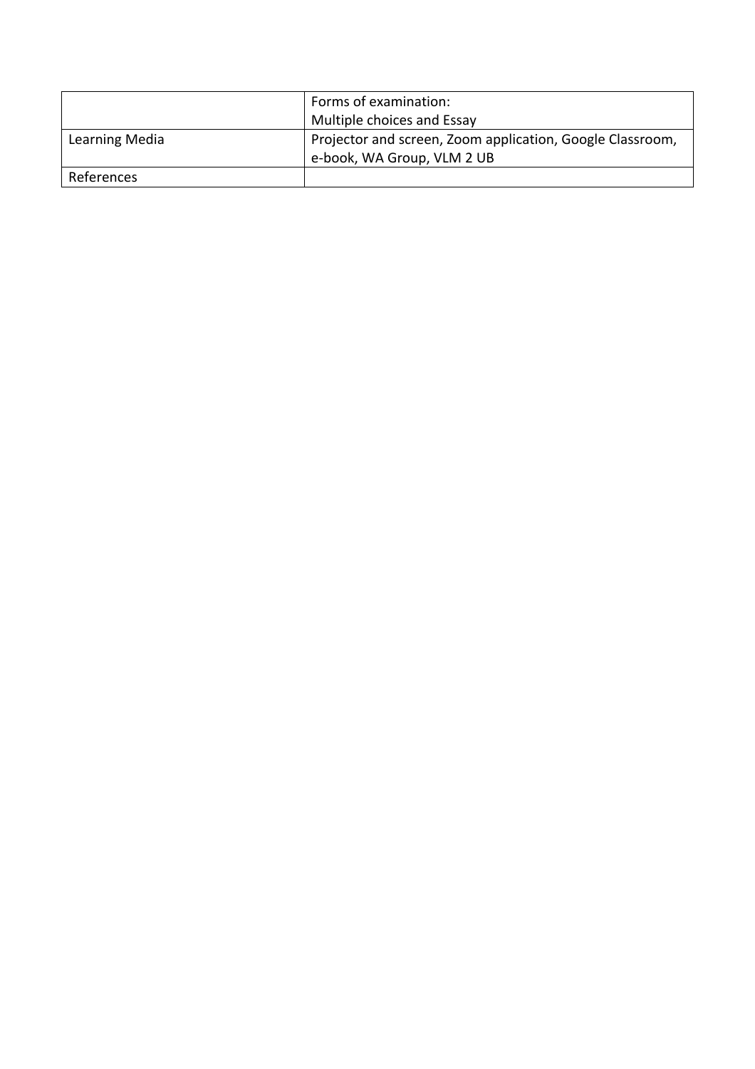| | |
|---|---|
| | Forms of examination:<br>Multiple choices and Essay |
| Learning Media | Projector and screen, Zoom application, Google Classroom, e-book, WA Group, VLM 2 UB |
| References | |